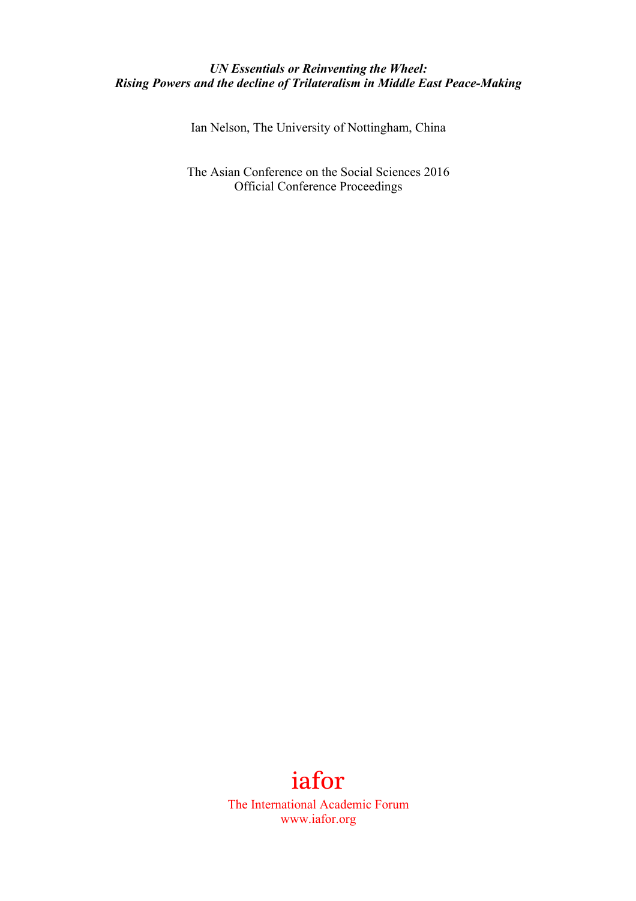***UN Essentials or Reinventing the Wheel: Rising Powers and the decline of Trilateralism in Middle East Peace-Making***

Ian Nelson, The University of Nottingham, China

The Asian Conference on the Social Sciences 2016
Official Conference Proceedings

iafor

The International Academic Forum
www.iafor.org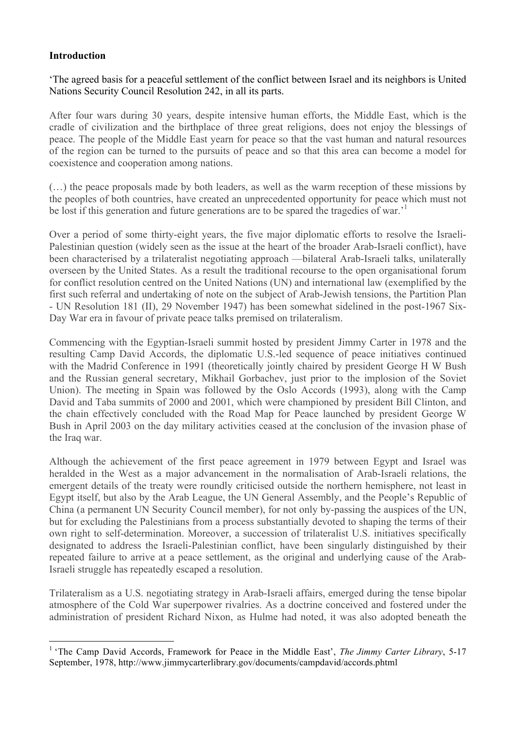**Introduction**

'The agreed basis for a peaceful settlement of the conflict between Israel and its neighbors is United Nations Security Council Resolution 242, in all its parts.

After four wars during 30 years, despite intensive human efforts, the Middle East, which is the cradle of civilization and the birthplace of three great religions, does not enjoy the blessings of peace. The people of the Middle East yearn for peace so that the vast human and natural resources of the region can be turned to the pursuits of peace and so that this area can become a model for coexistence and cooperation among nations.

(…) the peace proposals made by both leaders, as well as the warm reception of these missions by the peoples of both countries, have created an unprecedented opportunity for peace which must not be lost if this generation and future generations are to be spared the tragedies of war.'[1]

Over a period of some thirty-eight years, the five major diplomatic efforts to resolve the Israeli-Palestinian question (widely seen as the issue at the heart of the broader Arab-Israeli conflict), have been characterised by a trilateralist negotiating approach —bilateral Arab-Israeli talks, unilaterally overseen by the United States. As a result the traditional recourse to the open organisational forum for conflict resolution centred on the United Nations (UN) and international law (exemplified by the first such referral and undertaking of note on the subject of Arab-Jewish tensions, the Partition Plan - UN Resolution 181 (II), 29 November 1947) has been somewhat sidelined in the post-1967 Six-Day War era in favour of private peace talks premised on trilateralism.

Commencing with the Egyptian-Israeli summit hosted by president Jimmy Carter in 1978 and the resulting Camp David Accords, the diplomatic U.S.-led sequence of peace initiatives continued with the Madrid Conference in 1991 (theoretically jointly chaired by president George H W Bush and the Russian general secretary, Mikhail Gorbachev, just prior to the implosion of the Soviet Union). The meeting in Spain was followed by the Oslo Accords (1993), along with the Camp David and Taba summits of 2000 and 2001, which were championed by president Bill Clinton, and the chain effectively concluded with the Road Map for Peace launched by president George W Bush in April 2003 on the day military activities ceased at the conclusion of the invasion phase of the Iraq war.

Although the achievement of the first peace agreement in 1979 between Egypt and Israel was heralded in the West as a major advancement in the normalisation of Arab-Israeli relations, the emergent details of the treaty were roundly criticised outside the northern hemisphere, not least in Egypt itself, but also by the Arab League, the UN General Assembly, and the People's Republic of China (a permanent UN Security Council member), for not only by-passing the auspices of the UN, but for excluding the Palestinians from a process substantially devoted to shaping the terms of their own right to self-determination. Moreover, a succession of trilateralist U.S. initiatives specifically designated to address the Israeli-Palestinian conflict, have been singularly distinguished by their repeated failure to arrive at a peace settlement, as the original and underlying cause of the Arab-Israeli struggle has repeatedly escaped a resolution.

Trilateralism as a U.S. negotiating strategy in Arab-Israeli affairs, emerged during the tense bipolar atmosphere of the Cold War superpower rivalries. As a doctrine conceived and fostered under the administration of president Richard Nixon, as Hulme had noted, it was also adopted beneath the

[1] 'The Camp David Accords, Framework for Peace in the Middle East', *The Jimmy Carter Library*, 5-17 September, 1978, http://www.jimmycarterlibrary.gov/documents/campdavid/accords.phtml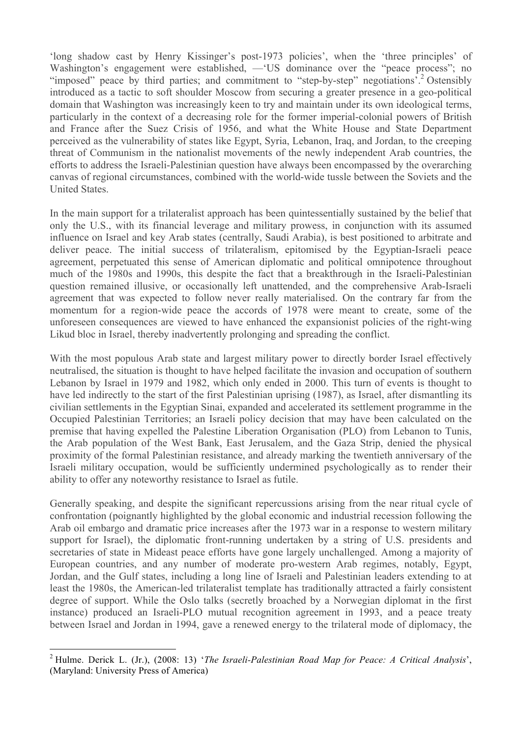'long shadow cast by Henry Kissinger's post-1973 policies', when the 'three principles' of Washington's engagement were established, —'US dominance over the "peace process"; no "imposed" peace by third parties; and commitment to "step-by-step" negotiations'.[2] Ostensibly introduced as a tactic to soft shoulder Moscow from securing a greater presence in a geo-political domain that Washington was increasingly keen to try and maintain under its own ideological terms, particularly in the context of a decreasing role for the former imperial-colonial powers of British and France after the Suez Crisis of 1956, and what the White House and State Department perceived as the vulnerability of states like Egypt, Syria, Lebanon, Iraq, and Jordan, to the creeping threat of Communism in the nationalist movements of the newly independent Arab countries, the efforts to address the Israeli-Palestinian question have always been encompassed by the overarching canvas of regional circumstances, combined with the world-wide tussle between the Soviets and the United States.

In the main support for a trilateralist approach has been quintessentially sustained by the belief that only the U.S., with its financial leverage and military prowess, in conjunction with its assumed influence on Israel and key Arab states (centrally, Saudi Arabia), is best positioned to arbitrate and deliver peace. The initial success of trilateralism, epitomised by the Egyptian-Israeli peace agreement, perpetuated this sense of American diplomatic and political omnipotence throughout much of the 1980s and 1990s, this despite the fact that a breakthrough in the Israeli-Palestinian question remained illusive, or occasionally left unattended, and the comprehensive Arab-Israeli agreement that was expected to follow never really materialised. On the contrary far from the momentum for a region-wide peace the accords of 1978 were meant to create, some of the unforeseen consequences are viewed to have enhanced the expansionist policies of the right-wing Likud bloc in Israel, thereby inadvertently prolonging and spreading the conflict.

With the most populous Arab state and largest military power to directly border Israel effectively neutralised, the situation is thought to have helped facilitate the invasion and occupation of southern Lebanon by Israel in 1979 and 1982, which only ended in 2000. This turn of events is thought to have led indirectly to the start of the first Palestinian uprising (1987), as Israel, after dismantling its civilian settlements in the Egyptian Sinai, expanded and accelerated its settlement programme in the Occupied Palestinian Territories; an Israeli policy decision that may have been calculated on the premise that having expelled the Palestine Liberation Organisation (PLO) from Lebanon to Tunis, the Arab population of the West Bank, East Jerusalem, and the Gaza Strip, denied the physical proximity of the formal Palestinian resistance, and already marking the twentieth anniversary of the Israeli military occupation, would be sufficiently undermined psychologically as to render their ability to offer any noteworthy resistance to Israel as futile.

Generally speaking, and despite the significant repercussions arising from the near ritual cycle of confrontation (poignantly highlighted by the global economic and industrial recession following the Arab oil embargo and dramatic price increases after the 1973 war in a response to western military support for Israel), the diplomatic front-running undertaken by a string of U.S. presidents and secretaries of state in Mideast peace efforts have gone largely unchallenged. Among a majority of European countries, and any number of moderate pro-western Arab regimes, notably, Egypt, Jordan, and the Gulf states, including a long line of Israeli and Palestinian leaders extending to at least the 1980s, the American-led trilateralist template has traditionally attracted a fairly consistent degree of support. While the Oslo talks (secretly broached by a Norwegian diplomat in the first instance) produced an Israeli-PLO mutual recognition agreement in 1993, and a peace treaty between Israel and Jordan in 1994, gave a renewed energy to the trilateral mode of diplomacy, the

---

[2] Hulme. Derick L. (Jr.), (2008: 13) '*The Israeli-Palestinian Road Map for Peace: A Critical Analysis*', (Maryland: University Press of America)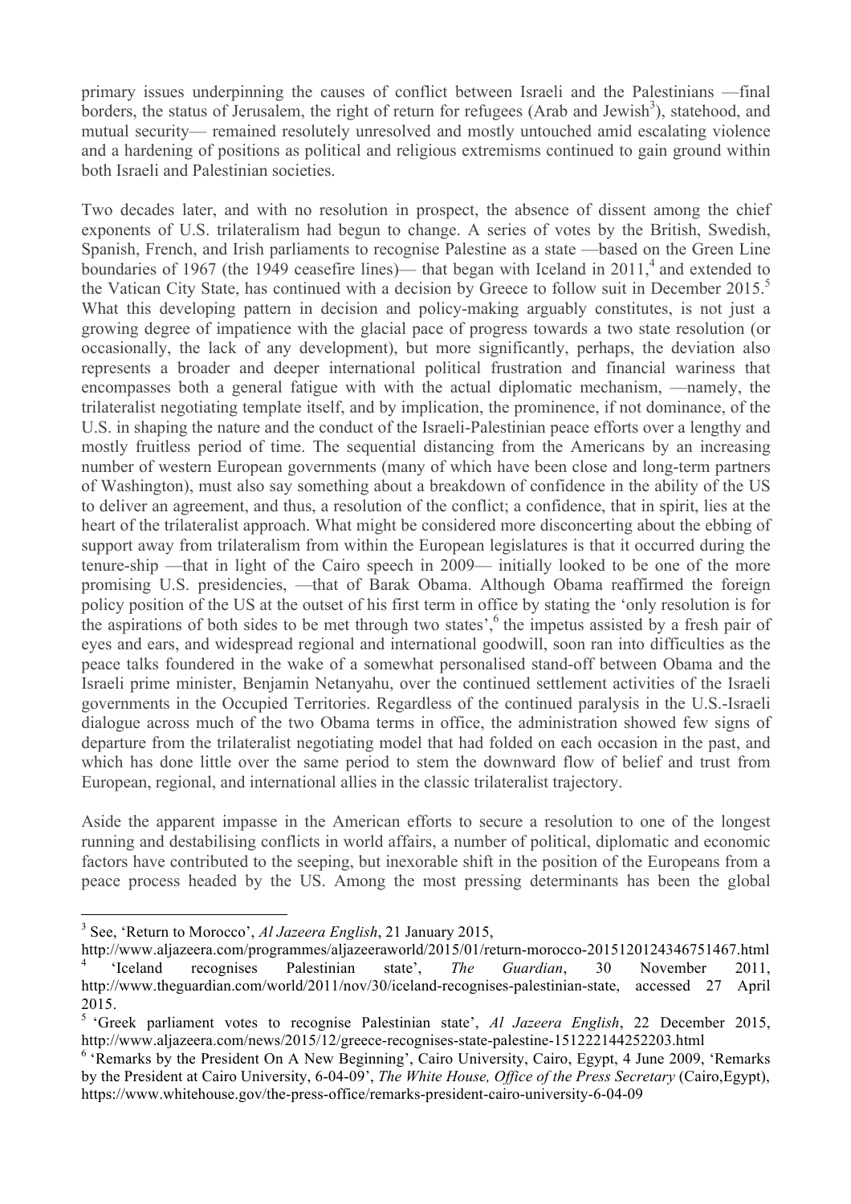primary issues underpinning the causes of conflict between Israeli and the Palestinians —final borders, the status of Jerusalem, the right of return for refugees (Arab and Jewish[3]), statehood, and mutual security— remained resolutely unresolved and mostly untouched amid escalating violence and a hardening of positions as political and religious extremisms continued to gain ground within both Israeli and Palestinian societies.

Two decades later, and with no resolution in prospect, the absence of dissent among the chief exponents of U.S. trilateralism had begun to change. A series of votes by the British, Swedish, Spanish, French, and Irish parliaments to recognise Palestine as a state —based on the Green Line boundaries of 1967 (the 1949 ceasefire lines)— that began with Iceland in 2011,[4] and extended to the Vatican City State, has continued with a decision by Greece to follow suit in December 2015.[5] What this developing pattern in decision and policy-making arguably constitutes, is not just a growing degree of impatience with the glacial pace of progress towards a two state resolution (or occasionally, the lack of any development), but more significantly, perhaps, the deviation also represents a broader and deeper international political frustration and financial wariness that encompasses both a general fatigue with with the actual diplomatic mechanism, —namely, the trilateralist negotiating template itself, and by implication, the prominence, if not dominance, of the U.S. in shaping the nature and the conduct of the Israeli-Palestinian peace efforts over a lengthy and mostly fruitless period of time. The sequential distancing from the Americans by an increasing number of western European governments (many of which have been close and long-term partners of Washington), must also say something about a breakdown of confidence in the ability of the US to deliver an agreement, and thus, a resolution of the conflict; a confidence, that in spirit, lies at the heart of the trilateralist approach. What might be considered more disconcerting about the ebbing of support away from trilateralism from within the European legislatures is that it occurred during the tenure-ship —that in light of the Cairo speech in 2009— initially looked to be one of the more promising U.S. presidencies, —that of Barak Obama. Although Obama reaffirmed the foreign policy position of the US at the outset of his first term in office by stating the 'only resolution is for the aspirations of both sides to be met through two states',[6] the impetus assisted by a fresh pair of eyes and ears, and widespread regional and international goodwill, soon ran into difficulties as the peace talks foundered in the wake of a somewhat personalised stand-off between Obama and the Israeli prime minister, Benjamin Netanyahu, over the continued settlement activities of the Israeli governments in the Occupied Territories. Regardless of the continued paralysis in the U.S.-Israeli dialogue across much of the two Obama terms in office, the administration showed few signs of departure from the trilateralist negotiating model that had folded on each occasion in the past, and which has done little over the same period to stem the downward flow of belief and trust from European, regional, and international allies in the classic trilateralist trajectory.

Aside the apparent impasse in the American efforts to secure a resolution to one of the longest running and destabilising conflicts in world affairs, a number of political, diplomatic and economic factors have contributed to the seeping, but inexorable shift in the position of the Europeans from a peace process headed by the US. Among the most pressing determinants has been the global

---

[3] See, 'Return to Morocco', *Al Jazeera English*, 21 January 2015, http://www.aljazeera.com/programmes/aljazeeraworld/2015/01/return-morocco-2015120124346751467.html

[4] 'Iceland recognises Palestinian state', *The Guardian*, 30 November 2011, http://www.theguardian.com/world/2011/nov/30/iceland-recognises-palestinian-state, accessed 27 April 2015.

[5] 'Greek parliament votes to recognise Palestinian state', *Al Jazeera English*, 22 December 2015, http://www.aljazeera.com/news/2015/12/greece-recognises-state-palestine-151222144252203.html

[6] 'Remarks by the President On A New Beginning', Cairo University, Cairo, Egypt, 4 June 2009, 'Remarks by the President at Cairo University, 6-04-09', *The White House, Office of the Press Secretary* (Cairo,Egypt), https://www.whitehouse.gov/the-press-office/remarks-president-cairo-university-6-04-09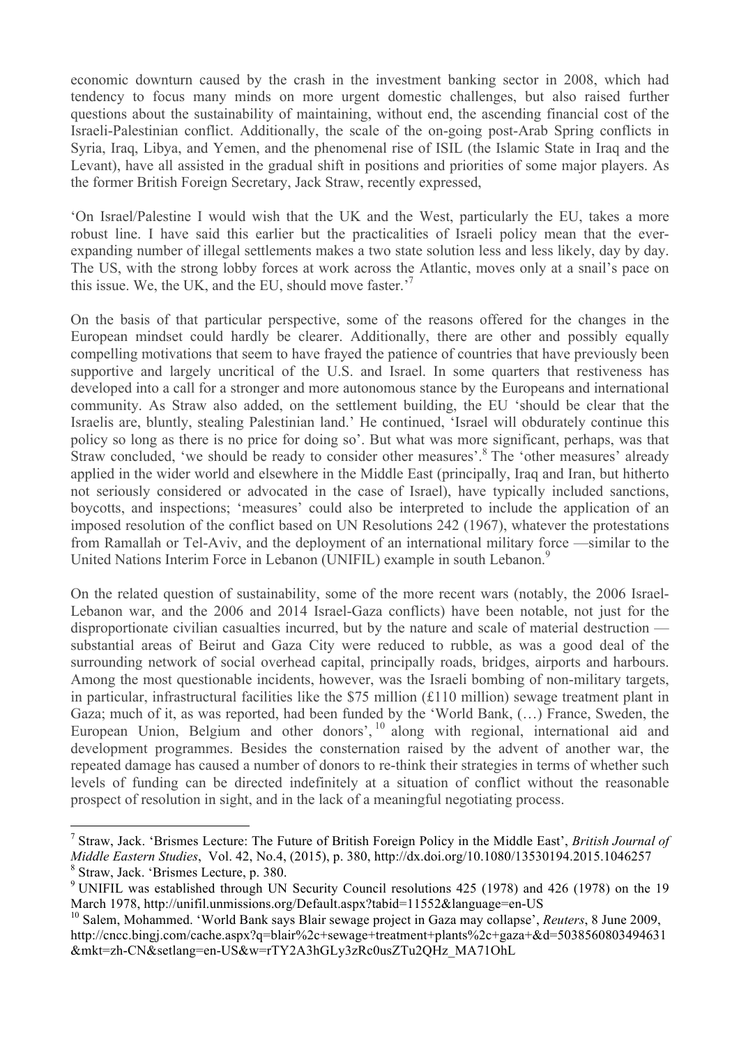economic downturn caused by the crash in the investment banking sector in 2008, which had tendency to focus many minds on more urgent domestic challenges, but also raised further questions about the sustainability of maintaining, without end, the ascending financial cost of the Israeli-Palestinian conflict. Additionally, the scale of the on-going post-Arab Spring conflicts in Syria, Iraq, Libya, and Yemen, and the phenomenal rise of ISIL (the Islamic State in Iraq and the Levant), have all assisted in the gradual shift in positions and priorities of some major players. As the former British Foreign Secretary, Jack Straw, recently expressed,

'On Israel/Palestine I would wish that the UK and the West, particularly the EU, takes a more robust line. I have said this earlier but the practicalities of Israeli policy mean that the ever-expanding number of illegal settlements makes a two state solution less and less likely, day by day. The US, with the strong lobby forces at work across the Atlantic, moves only at a snail's pace on this issue. We, the UK, and the EU, should move faster.'[7]

On the basis of that particular perspective, some of the reasons offered for the changes in the European mindset could hardly be clearer. Additionally, there are other and possibly equally compelling motivations that seem to have frayed the patience of countries that have previously been supportive and largely uncritical of the U.S. and Israel. In some quarters that restiveness has developed into a call for a stronger and more autonomous stance by the Europeans and international community. As Straw also added, on the settlement building, the EU 'should be clear that the Israelis are, bluntly, stealing Palestinian land.' He continued, 'Israel will obdurately continue this policy so long as there is no price for doing so'. But what was more significant, perhaps, was that Straw concluded, 'we should be ready to consider other measures'.[8] The 'other measures' already applied in the wider world and elsewhere in the Middle East (principally, Iraq and Iran, but hitherto not seriously considered or advocated in the case of Israel), have typically included sanctions, boycotts, and inspections; 'measures' could also be interpreted to include the application of an imposed resolution of the conflict based on UN Resolutions 242 (1967), whatever the protestations from Ramallah or Tel-Aviv, and the deployment of an international military force —similar to the United Nations Interim Force in Lebanon (UNIFIL) example in south Lebanon.[9]

On the related question of sustainability, some of the more recent wars (notably, the 2006 Israel-Lebanon war, and the 2006 and 2014 Israel-Gaza conflicts) have been notable, not just for the disproportionate civilian casualties incurred, but by the nature and scale of material destruction — substantial areas of Beirut and Gaza City were reduced to rubble, as was a good deal of the surrounding network of social overhead capital, principally roads, bridges, airports and harbours. Among the most questionable incidents, however, was the Israeli bombing of non-military targets, in particular, infrastructural facilities like the $75 million (£110 million) sewage treatment plant in Gaza; much of it, as was reported, had been funded by the 'World Bank, (…) France, Sweden, the European Union, Belgium and other donors',[10] along with regional, international aid and development programmes. Besides the consternation raised by the advent of another war, the repeated damage has caused a number of donors to re-think their strategies in terms of whether such levels of funding can be directed indefinitely at a situation of conflict without the reasonable prospect of resolution in sight, and in the lack of a meaningful negotiating process.

---

[7] Straw, Jack. 'Brismes Lecture: The Future of British Foreign Policy in the Middle East', *British Journal of Middle Eastern Studies*, Vol. 42, No.4, (2015), p. 380, http://dx.doi.org/10.1080/13530194.2015.1046257

[8] Straw, Jack. 'Brismes Lecture, p. 380.

[9] UNIFIL was established through UN Security Council resolutions 425 (1978) and 426 (1978) on the 19 March 1978, http://unifil.unmissions.org/Default.aspx?tabid=11552&language=en-US

[10] Salem, Mohammed. 'World Bank says Blair sewage project in Gaza may collapse', *Reuters*, 8 June 2009, http://cncc.bingj.com/cache.aspx?q=blair%2c+sewage+treatment+plants%2c+gaza+&d=5038560803494631&mkt=zh-CN&setlang=en-US&w=rTY2A3hGLy3zRc0usZTu2QHz_MA71OhL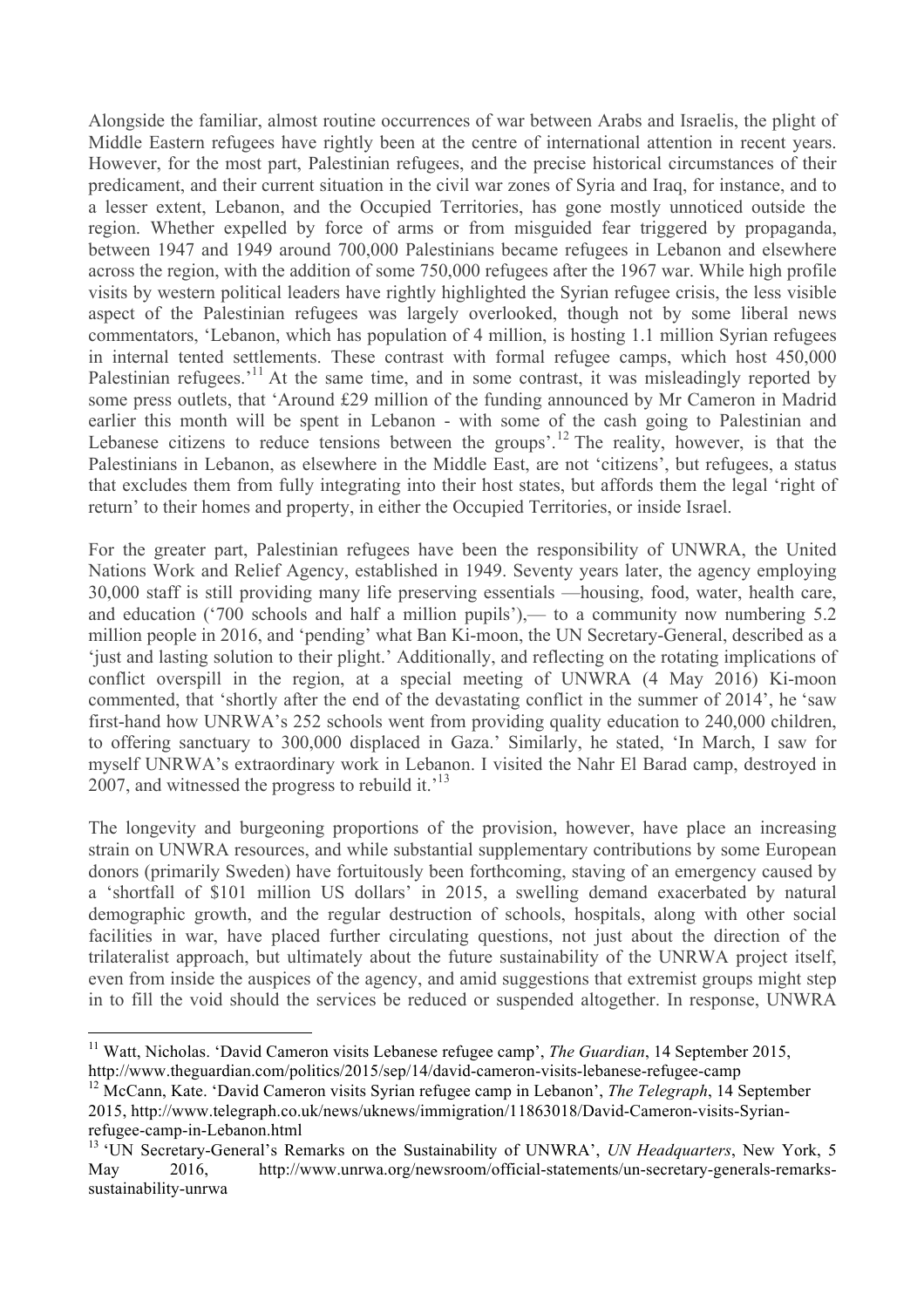Alongside the familiar, almost routine occurrences of war between Arabs and Israelis, the plight of Middle Eastern refugees have rightly been at the centre of international attention in recent years. However, for the most part, Palestinian refugees, and the precise historical circumstances of their predicament, and their current situation in the civil war zones of Syria and Iraq, for instance, and to a lesser extent, Lebanon, and the Occupied Territories, has gone mostly unnoticed outside the region. Whether expelled by force of arms or from misguided fear triggered by propaganda, between 1947 and 1949 around 700,000 Palestinians became refugees in Lebanon and elsewhere across the region, with the addition of some 750,000 refugees after the 1967 war. While high profile visits by western political leaders have rightly highlighted the Syrian refugee crisis, the less visible aspect of the Palestinian refugees was largely overlooked, though not by some liberal news commentators, 'Lebanon, which has population of 4 million, is hosting 1.1 million Syrian refugees in internal tented settlements. These contrast with formal refugee camps, which host 450,000 Palestinian refugees.'[11] At the same time, and in some contrast, it was misleadingly reported by some press outlets, that 'Around £29 million of the funding announced by Mr Cameron in Madrid earlier this month will be spent in Lebanon - with some of the cash going to Palestinian and Lebanese citizens to reduce tensions between the groups'.[12] The reality, however, is that the Palestinians in Lebanon, as elsewhere in the Middle East, are not 'citizens', but refugees, a status that excludes them from fully integrating into their host states, but affords them the legal 'right of return' to their homes and property, in either the Occupied Territories, or inside Israel.

For the greater part, Palestinian refugees have been the responsibility of UNWRA, the United Nations Work and Relief Agency, established in 1949. Seventy years later, the agency employing 30,000 staff is still providing many life preserving essentials —housing, food, water, health care, and education ('700 schools and half a million pupils'),— to a community now numbering 5.2 million people in 2016, and 'pending' what Ban Ki-moon, the UN Secretary-General, described as a 'just and lasting solution to their plight.' Additionally, and reflecting on the rotating implications of conflict overspill in the region, at a special meeting of UNWRA (4 May 2016) Ki-moon commented, that 'shortly after the end of the devastating conflict in the summer of 2014', he 'saw first-hand how UNRWA's 252 schools went from providing quality education to 240,000 children, to offering sanctuary to 300,000 displaced in Gaza.' Similarly, he stated, 'In March, I saw for myself UNRWA's extraordinary work in Lebanon. I visited the Nahr El Barad camp, destroyed in 2007, and witnessed the progress to rebuild it.'[13]

The longevity and burgeoning proportions of the provision, however, have place an increasing strain on UNWRA resources, and while substantial supplementary contributions by some European donors (primarily Sweden) have fortuitously been forthcoming, staving of an emergency caused by a 'shortfall of $101 million US dollars' in 2015, a swelling demand exacerbated by natural demographic growth, and the regular destruction of schools, hospitals, along with other social facilities in war, have placed further circulating questions, not just about the direction of the trilateralist approach, but ultimately about the future sustainability of the UNRWA project itself, even from inside the auspices of the agency, and amid suggestions that extremist groups might step in to fill the void should the services be reduced or suspended altogether. In response, UNWRA

---

[11] Watt, Nicholas. 'David Cameron visits Lebanese refugee camp', *The Guardian*, 14 September 2015, http://www.theguardian.com/politics/2015/sep/14/david-cameron-visits-lebanese-refugee-camp

[12] McCann, Kate. 'David Cameron visits Syrian refugee camp in Lebanon', *The Telegraph*, 14 September 2015, http://www.telegraph.co.uk/news/uknews/immigration/11863018/David-Cameron-visits-Syrian-refugee-camp-in-Lebanon.html

[13] 'UN Secretary-General's Remarks on the Sustainability of UNWRA', *UN Headquarters*, New York, 5 May 2016, http://www.unrwa.org/newsroom/official-statements/un-secretary-generals-remarks-sustainability-unrwa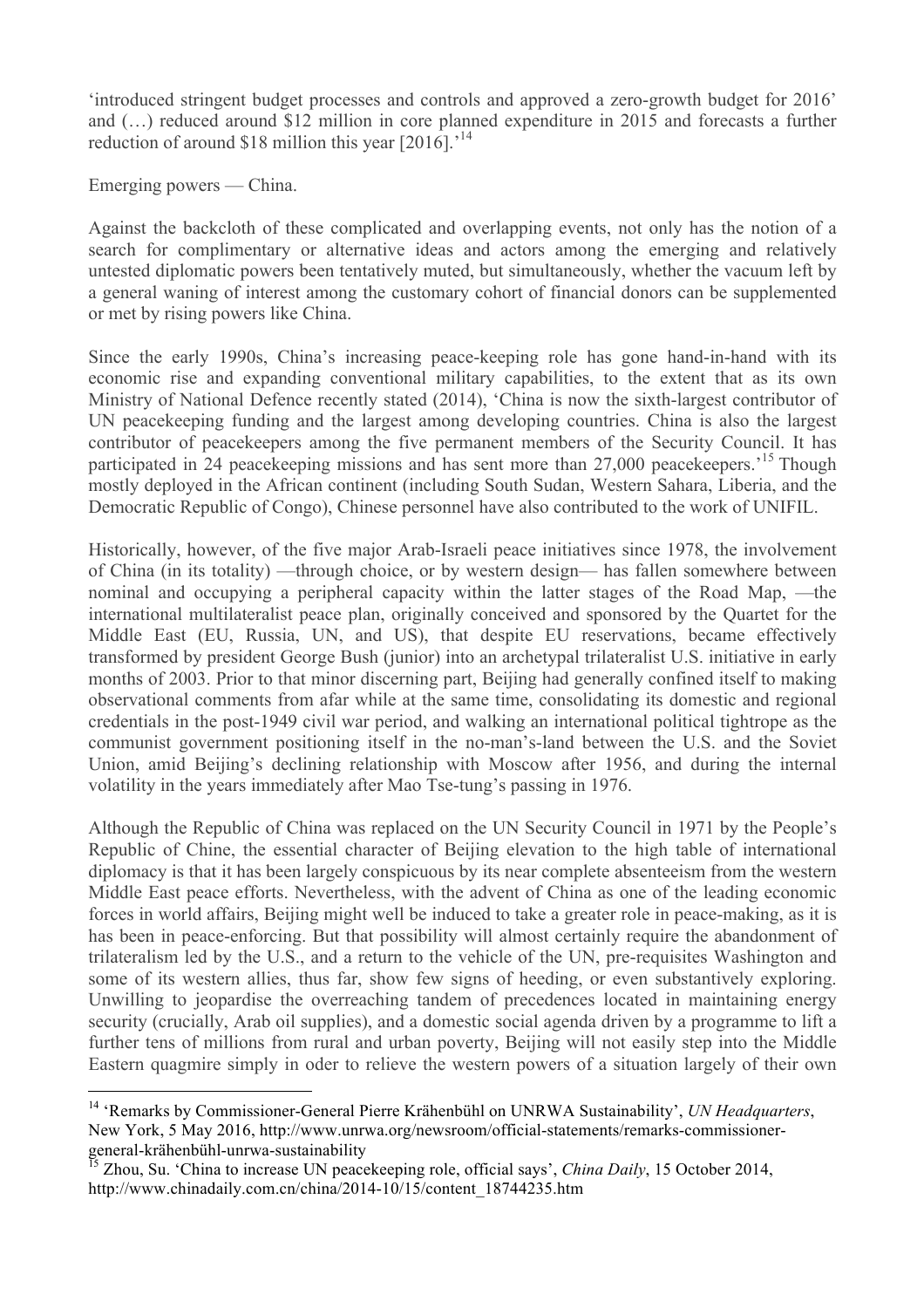'introduced stringent budget processes and controls and approved a zero-growth budget for 2016' and (…) reduced around $12 million in core planned expenditure in 2015 and forecasts a further reduction of around $18 million this year [2016].'[14]

Emerging powers — China.

Against the backcloth of these complicated and overlapping events, not only has the notion of a search for complimentary or alternative ideas and actors among the emerging and relatively untested diplomatic powers been tentatively muted, but simultaneously, whether the vacuum left by a general waning of interest among the customary cohort of financial donors can be supplemented or met by rising powers like China.

Since the early 1990s, China's increasing peace-keeping role has gone hand-in-hand with its economic rise and expanding conventional military capabilities, to the extent that as its own Ministry of National Defence recently stated (2014), 'China is now the sixth-largest contributor of UN peacekeeping funding and the largest among developing countries. China is also the largest contributor of peacekeepers among the five permanent members of the Security Council. It has participated in 24 peacekeeping missions and has sent more than 27,000 peacekeepers.'[15] Though mostly deployed in the African continent (including South Sudan, Western Sahara, Liberia, and the Democratic Republic of Congo), Chinese personnel have also contributed to the work of UNIFIL.

Historically, however, of the five major Arab-Israeli peace initiatives since 1978, the involvement of China (in its totality) —through choice, or by western design— has fallen somewhere between nominal and occupying a peripheral capacity within the latter stages of the Road Map, —the international multilateralist peace plan, originally conceived and sponsored by the Quartet for the Middle East (EU, Russia, UN, and US), that despite EU reservations, became effectively transformed by president George Bush (junior) into an archetypal trilateralist U.S. initiative in early months of 2003. Prior to that minor discerning part, Beijing had generally confined itself to making observational comments from afar while at the same time, consolidating its domestic and regional credentials in the post-1949 civil war period, and walking an international political tightrope as the communist government positioning itself in the no-man's-land between the U.S. and the Soviet Union, amid Beijing's declining relationship with Moscow after 1956, and during the internal volatility in the years immediately after Mao Tse-tung's passing in 1976.

Although the Republic of China was replaced on the UN Security Council in 1971 by the People's Republic of Chine, the essential character of Beijing elevation to the high table of international diplomacy is that it has been largely conspicuous by its near complete absenteeism from the western Middle East peace efforts. Nevertheless, with the advent of China as one of the leading economic forces in world affairs, Beijing might well be induced to take a greater role in peace-making, as it is has been in peace-enforcing. But that possibility will almost certainly require the abandonment of trilateralism led by the U.S., and a return to the vehicle of the UN, pre-requisites Washington and some of its western allies, thus far, show few signs of heeding, or even substantively exploring. Unwilling to jeopardise the overreaching tandem of precedences located in maintaining energy security (crucially, Arab oil supplies), and a domestic social agenda driven by a programme to lift a further tens of millions from rural and urban poverty, Beijing will not easily step into the Middle Eastern quagmire simply in oder to relieve the western powers of a situation largely of their own

[14] 'Remarks by Commissioner-General Pierre Krähenbühl on UNRWA Sustainability', *UN Headquarters*, New York, 5 May 2016, http://www.unrwa.org/newsroom/official-statements/remarks-commissioner-general-krähenbühl-unrwa-sustainability

[15] Zhou, Su. 'China to increase UN peacekeeping role, official says', *China Daily*, 15 October 2014, http://www.chinadaily.com.cn/china/2014-10/15/content_18744235.htm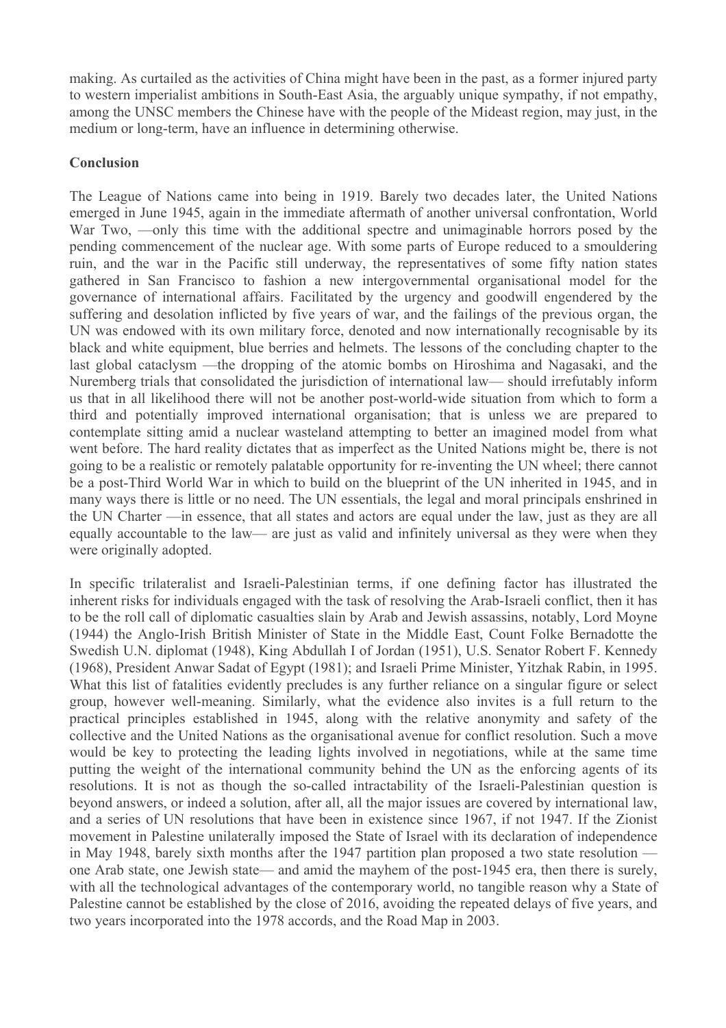making. As curtailed as the activities of China might have been in the past, as a former injured party to western imperialist ambitions in South-East Asia, the arguably unique sympathy, if not empathy, among the UNSC members the Chinese have with the people of the Mideast region, may just, in the medium or long-term, have an influence in determining otherwise.

**Conclusion**

The League of Nations came into being in 1919. Barely two decades later, the United Nations emerged in June 1945, again in the immediate aftermath of another universal confrontation, World War Two, —only this time with the additional spectre and unimaginable horrors posed by the pending commencement of the nuclear age. With some parts of Europe reduced to a smouldering ruin, and the war in the Pacific still underway, the representatives of some fifty nation states gathered in San Francisco to fashion a new intergovernmental organisational model for the governance of international affairs. Facilitated by the urgency and goodwill engendered by the suffering and desolation inflicted by five years of war, and the failings of the previous organ, the UN was endowed with its own military force, denoted and now internationally recognisable by its black and white equipment, blue berries and helmets. The lessons of the concluding chapter to the last global cataclysm —the dropping of the atomic bombs on Hiroshima and Nagasaki, and the Nuremberg trials that consolidated the jurisdiction of international law— should irrefutably inform us that in all likelihood there will not be another post-world-wide situation from which to form a third and potentially improved international organisation; that is unless we are prepared to contemplate sitting amid a nuclear wasteland attempting to better an imagined model from what went before. The hard reality dictates that as imperfect as the United Nations might be, there is not going to be a realistic or remotely palatable opportunity for re-inventing the UN wheel; there cannot be a post-Third World War in which to build on the blueprint of the UN inherited in 1945, and in many ways there is little or no need. The UN essentials, the legal and moral principals enshrined in the UN Charter —in essence, that all states and actors are equal under the law, just as they are all equally accountable to the law— are just as valid and infinitely universal as they were when they were originally adopted.

In specific trilateralist and Israeli-Palestinian terms, if one defining factor has illustrated the inherent risks for individuals engaged with the task of resolving the Arab-Israeli conflict, then it has to be the roll call of diplomatic casualties slain by Arab and Jewish assassins, notably, Lord Moyne (1944) the Anglo-Irish British Minister of State in the Middle East, Count Folke Bernadotte the Swedish U.N. diplomat (1948), King Abdullah I of Jordan (1951), U.S. Senator Robert F. Kennedy (1968), President Anwar Sadat of Egypt (1981); and Israeli Prime Minister, Yitzhak Rabin, in 1995. What this list of fatalities evidently precludes is any further reliance on a singular figure or select group, however well-meaning. Similarly, what the evidence also invites is a full return to the practical principles established in 1945, along with the relative anonymity and safety of the collective and the United Nations as the organisational avenue for conflict resolution. Such a move would be key to protecting the leading lights involved in negotiations, while at the same time putting the weight of the international community behind the UN as the enforcing agents of its resolutions. It is not as though the so-called intractability of the Israeli-Palestinian question is beyond answers, or indeed a solution, after all, all the major issues are covered by international law, and a series of UN resolutions that have been in existence since 1967, if not 1947. If the Zionist movement in Palestine unilaterally imposed the State of Israel with its declaration of independence in May 1948, barely sixth months after the 1947 partition plan proposed a two state resolution —one Arab state, one Jewish state— and amid the mayhem of the post-1945 era, then there is surely, with all the technological advantages of the contemporary world, no tangible reason why a State of Palestine cannot be established by the close of 2016, avoiding the repeated delays of five years, and two years incorporated into the 1978 accords, and the Road Map in 2003.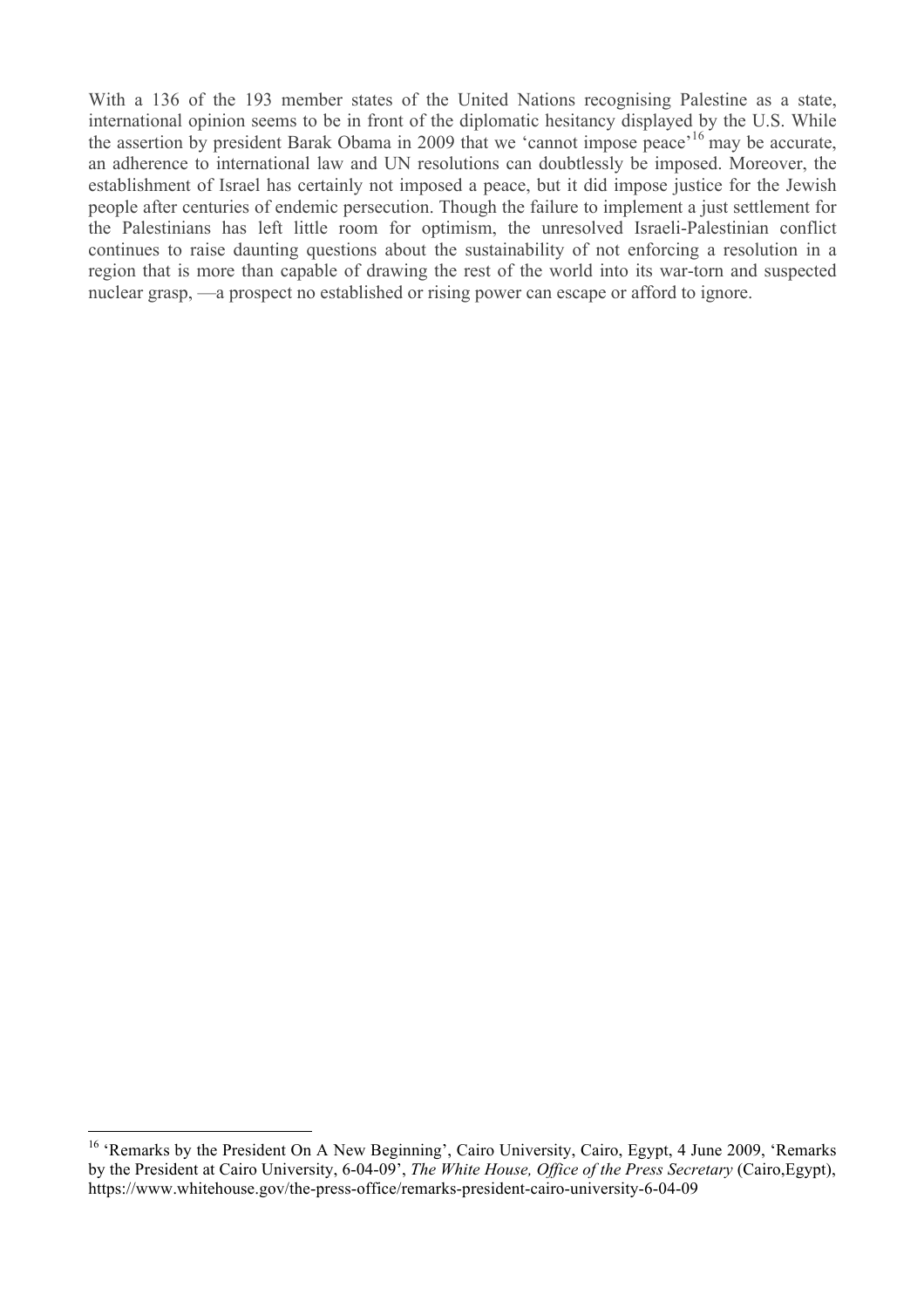With a 136 of the 193 member states of the United Nations recognising Palestine as a state, international opinion seems to be in front of the diplomatic hesitancy displayed by the U.S. While the assertion by president Barak Obama in 2009 that we 'cannot impose peace'[16] may be accurate, an adherence to international law and UN resolutions can doubtlessly be imposed. Moreover, the establishment of Israel has certainly not imposed a peace, but it did impose justice for the Jewish people after centuries of endemic persecution. Though the failure to implement a just settlement for the Palestinians has left little room for optimism, the unresolved Israeli-Palestinian conflict continues to raise daunting questions about the sustainability of not enforcing a resolution in a region that is more than capable of drawing the rest of the world into its war-torn and suspected nuclear grasp, —a prospect no established or rising power can escape or afford to ignore.

[16] 'Remarks by the President On A New Beginning', Cairo University, Cairo, Egypt, 4 June 2009, 'Remarks by the President at Cairo University, 6-04-09', *The White House, Office of the Press Secretary* (Cairo,Egypt), https://www.whitehouse.gov/the-press-office/remarks-president-cairo-university-6-04-09